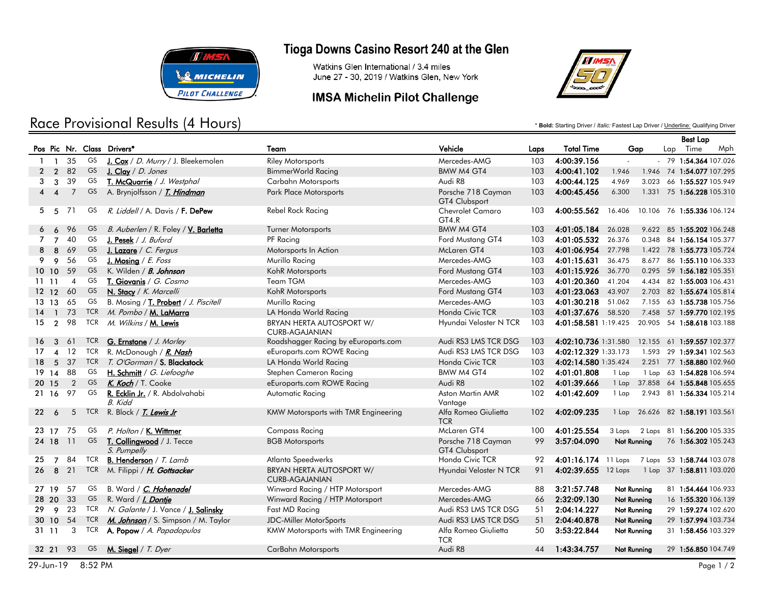# Tioga Downs Casino Resort 240 at the Glen

Watkins Glen International / 3.4 miles
June 27 - 30, 2019 / Watkins Glen, New York

## IMSA Michelin Pilot Challenge

## Race Provisional Results (4 Hours)

\* **Bold:** Starting Driver / *Italic:* Fastest Lap Driver / Underline: Qualifying Driver

| Pos | Pic | Nr. | Class | Drivers* | Team | Vehicle | Laps | Total Time | Gap | | Best Lap Lap | Time | Mph |
|---|---|---|---|---|---|---|---|---|---|---|---|---|---|
| 1 | 1 | 35 | GS | **J. Cox** / *D. Murry* / J. Bleekemolen | Riley Motorsports | Mercedes-AMG | 103 | 4:00:39.156 | - | - | 79 | 1:54.364 | 107.026 |
| 2 | 2 | 82 | GS | **J. Clay** / D. Jones | BimmerWorld Racing | BMW M4 GT4 | 103 | 4:00:41.102 | 1.946 | 1.946 | 74 | 1:54.077 | 107.295 |
| 3 | 3 | 39 | GS | **T. McQuarrie** / *J. Westphal* | Carbahn Motorsports | Audi R8 | 103 | 4:00:44.125 | 4.969 | 3.023 | 66 | 1:55.527 | 105.949 |
| 4 | 4 | 7 | GS | A. Brynjolfsson / ***T. Hindman*** | Park Place Motorsports | Porsche 718 Cayman GT4 Clubsport | 103 | 4:00:45.456 | 6.300 | 1.331 | 75 | 1:56.228 | 105.310 |
| 5 | 5 | 71 | GS | *R. Liddell* / A. Davis / **F. DePew** | Rebel Rock Racing | Chevrolet Camaro GT4.R | 103 | 4:00:55.562 | 16.406 | 10.106 | 76 | 1:55.336 | 106.124 |
| 6 | 6 | 96 | GS | *B. Auberlen* / R. Foley / **V. Barletta** | Turner Motorsports | BMW M4 GT4 | 103 | 4:01:05.184 | 26.028 | 9.622 | 85 | 1:55.202 | 106.248 |
| 7 | 7 | 40 | GS | **J. Pesek** / *J. Buford* | PF Racing | Ford Mustang GT4 | 103 | 4:01:05.532 | 26.376 | 0.348 | 84 | 1:56.154 | 105.377 |
| 8 | 8 | 69 | GS | **J. Lazare** / *C. Fergus* | Motorsports In Action | McLaren GT4 | 103 | 4:01:06.954 | 27.798 | 1.422 | 78 | 1:55.773 | 105.724 |
| 9 | 9 | 56 | GS | **J. Mosing** / *E. Foss* | Murillo Racing | Mercedes-AMG | 103 | 4:01:15.631 | 36.475 | 8.677 | 86 | 1:55.110 | 106.333 |
| 10 | 10 | 59 | GS | K. Wilden / ***B. Johnson*** | KohR Motorsports | Ford Mustang GT4 | 103 | 4:01:15.926 | 36.770 | 0.295 | 59 | 1:56.182 | 105.351 |
| 11 | 11 | 4 | GS | **T. Giovanis** / *G. Cosmo* | Team TGM | Mercedes-AMG | 103 | 4:01:20.360 | 41.204 | 4.434 | 82 | 1:55.003 | 106.431 |
| 12 | 12 | 60 | GS | **N. Stacy** / *K. Marcelli* | KohR Motorsports | Ford Mustang GT4 | 103 | 4:01:23.063 | 43.907 | 2.703 | 82 | 1:55.674 | 105.814 |
| 13 | 13 | 65 | GS | B. Mosing / **T. Probert** / *J. Piscitell* | Murillo Racing | Mercedes-AMG | 103 | 4:01:30.218 | 51.062 | 7.155 | 63 | 1:55.738 | 105.756 |
| 14 | 1 | 73 | TCR | *M. Pombo* / **M. LaMarra** | LA Honda World Racing | Honda Civic TCR | 103 | 4:01:37.676 | 58.520 | 7.458 | 57 | 1:59.770 | 102.195 |
| 15 | 2 | 98 | TCR | *M. Wilkins* / **M. Lewis** | BRYAN HERTA AUTOSPORT W/ CURB-AGAJANIAN | Hyundai Veloster N TCR | 103 | 4:01:58.581 | 1:19.425 | 20.905 | 54 | 1:58.618 | 103.188 |
| 16 | 3 | 61 | TCR | **G. Ernstone** / *J. Morley* | Roadshagger Racing by eEuroparts.com | Audi RS3 LMS TCR DSG | 103 | 4:02:10.736 | 1:31.580 | 12.155 | 61 | 1:59.557 | 102.377 |
| 17 | 4 | 12 | TCR | R. McDonough / ***R. Nash*** | eEuroparts.com ROWE Racing | Audi RS3 LMS TCR DSG | 103 | 4:02:12.329 | 1:33.173 | 1.593 | 29 | 1:59.341 | 102.563 |
| 18 | 5 | 37 | TCR | *T. O'Gorman* / **S. Blackstock** | LA Honda World Racing | Honda Civic TCR | 103 | 4:02:14.580 | 1:35.424 | 2.251 | 77 | 1:58.880 | 102.960 |
| 19 | 14 | 88 | GS | **H. Schmitt** / *G. Liefooghe* | Stephen Cameron Racing | BMW M4 GT4 | 102 | 4:01:01.808 | 1 Lap | 1 Lap | 63 | 1:54.828 | 106.594 |
| 20 | 15 | 2 | GS | ***K. Koch*** / T. Cooke | eEuroparts.com ROWE Racing | Audi R8 | 102 | 4:01:39.666 | 1 Lap | 37.858 | 64 | 1:55.848 | 105.655 |
| 21 | 16 | 97 | GS | **R. Ecklin Jr.** / R. Abdolvahabi / *B. Kidd* | Automatic Racing | Aston Martin AMR Vantage | 102 | 4:01:42.609 | 1 Lap | 2.943 | 81 | 1:56.334 | 105.214 |
| 22 | 6 | 5 | TCR | R. Block / ***T. Lewis Jr*** | KMW Motorsports with TMR Engineering | Alfa Romeo Giulietta TCR | 102 | 4:02:09.235 | 1 Lap | 26.626 | 82 | 1:58.191 | 103.561 |
| 23 | 17 | 75 | GS | *P. Holton* / **K. Wittmer** | Compass Racing | McLaren GT4 | 100 | 4:01:25.554 | 3 Laps | 2 Laps | 81 | 1:56.200 | 105.335 |
| 24 | 18 | 11 | GS | **T. Collingwood** / J. Tecce / *S. Pumpelly* | BGB Motorsports | Porsche 718 Cayman GT4 Clubsport | 99 | 3:57:04.090 | Not Running | | 76 | 1:56.302 | 105.243 |
| 25 | 7 | 84 | TCR | **B. Henderson** / *T. Lamb* | Atlanta Speedwerks | Honda Civic TCR | 92 | 4:01:16.174 | 11 Laps | 7 Laps | 53 | 1:58.744 | 103.078 |
| 26 | 8 | 21 | TCR | M. Filippi / ***H. Gottsacker*** | BRYAN HERTA AUTOSPORT W/ CURB-AGAJANIAN | Hyundai Veloster N TCR | 91 | 4:02:39.655 | 12 Laps | 1 Lap | 37 | 1:58.811 | 103.020 |
| 27 | 19 | 57 | GS | B. Ward / ***C. Hohenadel*** | Winward Racing / HTP Motorsport | Mercedes-AMG | 88 | 3:21:57.748 | Not Running | | 81 | 1:54.464 | 106.933 |
| 28 | 20 | 33 | GS | R. Ward / ***I. Dontje*** | Winward Racing / HTP Motorsport | Mercedes-AMG | 66 | 2:32:09.130 | Not Running | | 16 | 1:55.320 | 106.139 |
| 29 | 9 | 23 | TCR | *N. Galante* / J. Vance / **J. Salinsky** | Fast MD Racing | Audi RS3 LMS TCR DSG | 51 | 2:04:14.227 | Not Running | | 29 | 1:59.274 | 102.620 |
| 30 | 10 | 54 | TCR | ***M. Johnson*** / S. Simpson / M. Taylor | JDC-Miller MotorSports | Audi RS3 LMS TCR DSG | 51 | 2:04:40.878 | Not Running | | 29 | 1:57.994 | 103.734 |
| 31 | 11 | 3 | TCR | **A. Popow** / *A. Papadopulos* | KMW Motorsports with TMR Engineering | Alfa Romeo Giulietta TCR | 50 | 3:53:22.844 | Not Running | | 31 | 1:58.456 | 103.329 |
| 32 | 21 | 93 | GS | **M. Siegel** / *T. Dyer* | CarBahn Motorsports | Audi R8 | 44 | 1:43:34.757 | Not Running | | 29 | 1:56.850 | 104.749 |

29-Jun-19 8:52 PM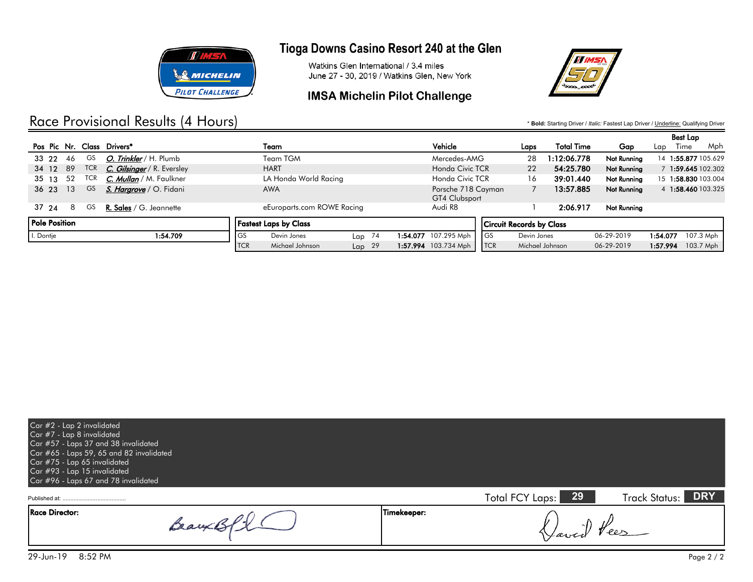# Tioga Downs Casino Resort 240 at the Glen

Watkins Glen International / 3.4 miles
June 27 - 30, 2019 / Watkins Glen, New York

## IMSA Michelin Pilot Challenge

## Race Provisional Results (4 Hours)

\* **Bold:** Starting Driver / *Italic:* Fastest Lap Driver / Underline: Qualifying Driver

| Pos | Pic | Nr. | Class | Drivers* | Team | Vehicle | Laps | Total Time | Gap | Best Lap Lap | Best Lap Time | Best Lap Mph |
|---|---|---|---|---|---|---|---|---|---|---|---|---|
| 33 | 22 | 46 | GS | ***O. Trinkler*** / H. Plumb | Team TGM | Mercedes-AMG | 28 | 1:12:06.778 | Not Running | 14 | 1:55.877 | 105.629 |
| 34 | 12 | 89 | TCR | ***C. Gilsinger*** / R. Eversley | HART | Honda Civic TCR | 22 | 54:25.780 | Not Running | 7 | 1:59.645 | 102.302 |
| 35 | 13 | 52 | TCR | ***C. Mullan*** / M. Faulkner | LA Honda World Racing | Honda Civic TCR | 16 | 39:01.440 | Not Running | 15 | 1:58.830 | 103.004 |
| 36 | 23 | 13 | GS | ***S. Hargrove*** / O. Fidani | AWA | Porsche 718 Cayman GT4 Clubsport | 7 | 13:57.885 | Not Running | 4 | 1:58.460 | 103.325 |
| 37 | 24 | 8 | GS | **R. Sales** / G. Jeannette | eEuroparts.com ROWE Racing | Audi R8 | 1 | 2:06.917 | Not Running | | | |

| Pole Position | |
|---|---|
| I. Dontje | 1:54.709 |

| Fastest Laps by Class | | | | |
|---|---|---|---|---|
| GS | Devin Jones | Lap 74 | 1:54.077 | 107.295 Mph |
| TCR | Michael Johnson | Lap 29 | 1:57.994 | 103.734 Mph |

| Circuit Records by Class | | | | |
|---|---|---|---|---|
| GS | Devin Jones | 06-29-2019 | 1:54.077 | 107.3 Mph |
| TCR | Michael Johnson | 06-29-2019 | 1:57.994 | 103.7 Mph |

Car #2 - Lap 2 invalidated
Car #7 - Lap 8 invalidated
Car #57 - Laps 37 and 38 invalidated
Car #65 - Laps 59, 65 and 82 invalidated
Car #75 - Lap 65 invalidated
Car #93 - Lap 15 invalidated
Car #96 - Laps 67 and 78 invalidated

Published at: ........................................

Total FCY Laps: **29** Track Status: **DRY**

**Race Director:** **Timekeeper:**

29-Jun-19 8:52 PM